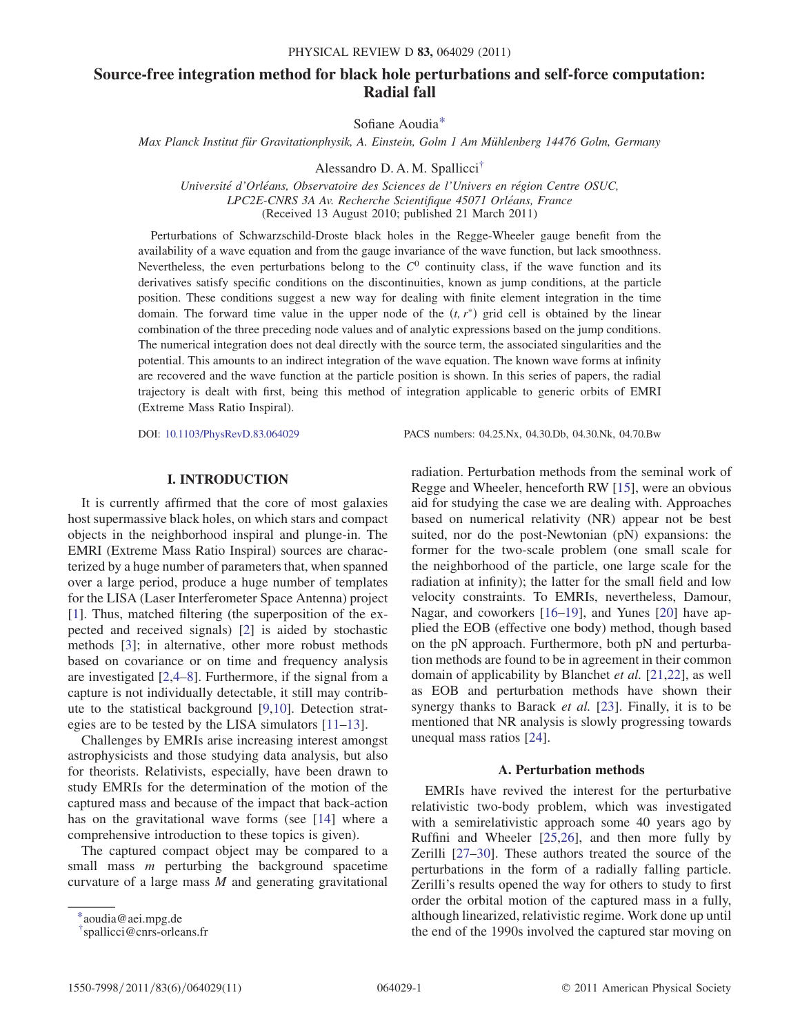# Source-free integration method for black hole perturbations and self-force computation: Radial fall

Sofiane Aoudia*

*Max Planck Institut für Gravitationphysik, A. Einstein, Golm 1 Am Mühlenberg 14476 Golm, Germany*

Alessandro D. A. M. Spallicci†

*Université d'Orléans, Observatoire des Sciences de l'Univers en région Centre OSUC, LPC2E-CNRS 3A Av. Recherche Scientifique 45071 Orléans, France*

(Received 13 August 2010; published 21 March 2011)

Perturbations of Schwarzschild-Droste black holes in the Regge-Wheeler gauge benefit from the availability of a wave equation and from the gauge invariance of the wave function, but lack smoothness. Nevertheless, the even perturbations belong to the $C^0$ continuity class, if the wave function and its derivatives satisfy specific conditions on the discontinuities, known as jump conditions, at the particle position. These conditions suggest a new way for dealing with finite element integration in the time domain. The forward time value in the upper node of the $(t, r^*)$ grid cell is obtained by the linear combination of the three preceding node values and of analytic expressions based on the jump conditions. The numerical integration does not deal directly with the source term, the associated singularities and the potential. This amounts to an indirect integration of the wave equation. The known wave forms at infinity are recovered and the wave function at the particle position is shown. In this series of papers, the radial trajectory is dealt with first, being this method of integration applicable to generic orbits of EMRI (Extreme Mass Ratio Inspiral).

DOI: 10.1103/PhysRevD.83.064029 PACS numbers: 04.25.Nx, 04.30.Db, 04.30.Nk, 04.70.Bw

## I. INTRODUCTION

It is currently affirmed that the core of most galaxies host supermassive black holes, on which stars and compact objects in the neighborhood inspiral and plunge-in. The EMRI (Extreme Mass Ratio Inspiral) sources are characterized by a huge number of parameters that, when spanned over a large period, produce a huge number of templates for the LISA (Laser Interferometer Space Antenna) project [1]. Thus, matched filtering (the superposition of the expected and received signals) [2] is aided by stochastic methods [3]; in alternative, other more robust methods based on covariance or on time and frequency analysis are investigated [2,4–8]. Furthermore, if the signal from a capture is not individually detectable, it still may contribute to the statistical background [9,10]. Detection strategies are to be tested by the LISA simulators [11–13].

Challenges by EMRIs arise increasing interest amongst astrophysicists and those studying data analysis, but also for theorists. Relativists, especially, have been drawn to study EMRIs for the determination of the motion of the captured mass and because of the impact that back-action has on the gravitational wave forms (see [14] where a comprehensive introduction to these topics is given).

The captured compact object may be compared to a small mass $m$ perturbing the background spacetime curvature of a large mass $M$ and generating gravitational radiation. Perturbation methods from the seminal work of Regge and Wheeler, henceforth RW [15], were an obvious aid for studying the case we are dealing with. Approaches based on numerical relativity (NR) appear not be best suited, nor do the post-Newtonian (pN) expansions: the former for the two-scale problem (one small scale for the neighborhood of the particle, one large scale for the radiation at infinity); the latter for the small field and low velocity constraints. To EMRIs, nevertheless, Damour, Nagar, and coworkers [16–19], and Yunes [20] have applied the EOB (effective one body) method, though based on the pN approach. Furthermore, both pN and perturbation methods are found to be in agreement in their common domain of applicability by Blanchet *et al.* [21,22], as well as EOB and perturbation methods have shown their synergy thanks to Barack *et al.* [23]. Finally, it is to be mentioned that NR analysis is slowly progressing towards unequal mass ratios [24].

### A. Perturbation methods

EMRIs have revived the interest for the perturbative relativistic two-body problem, which was investigated with a semirelativistic approach some 40 years ago by Ruffini and Wheeler [25,26], and then more fully by Zerilli [27–30]. These authors treated the source of the perturbations in the form of a radially falling particle. Zerilli's results opened the way for others to study to first order the orbital motion of the captured mass in a fully, although linearized, relativistic regime. Work done up until the end of the 1990s involved the captured star moving on

---

*aoudia@aei.mpg.de

†spallicci@cnrs-orleans.fr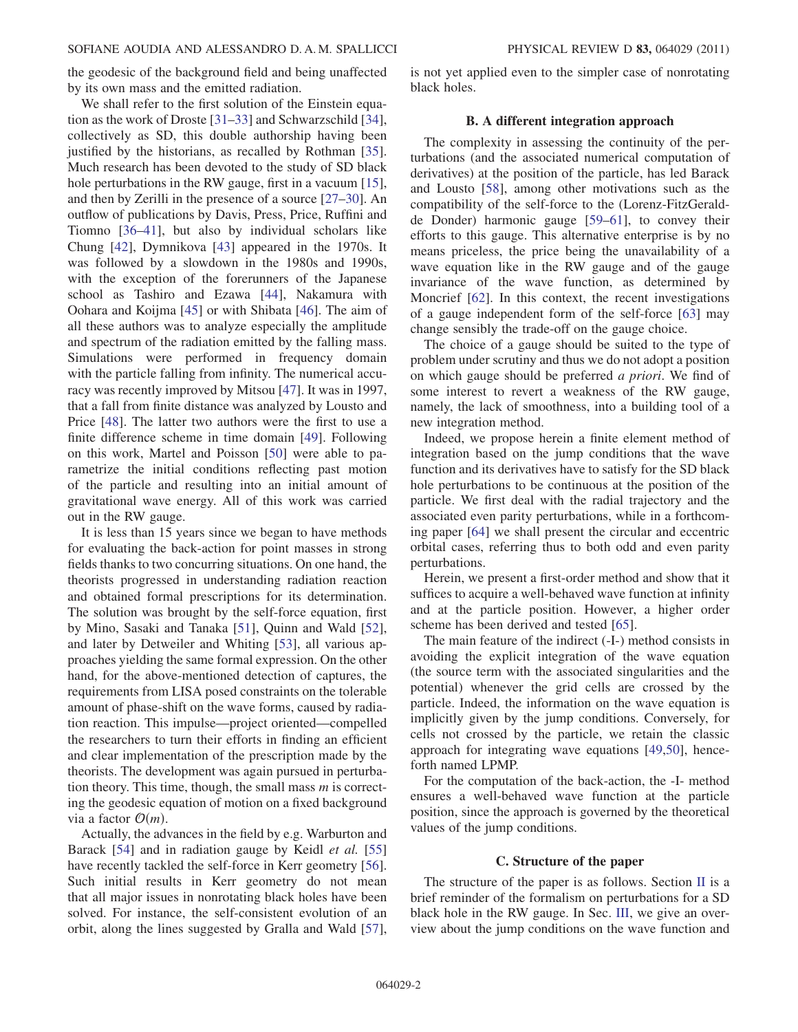the geodesic of the background field and being unaffected by its own mass and the emitted radiation.

We shall refer to the first solution of the Einstein equation as the work of Droste [31–33] and Schwarzschild [34], collectively as SD, this double authorship having been justified by the historians, as recalled by Rothman [35]. Much research has been devoted to the study of SD black hole perturbations in the RW gauge, first in a vacuum [15], and then by Zerilli in the presence of a source [27–30]. An outflow of publications by Davis, Press, Price, Ruffini and Tiomno [36–41], but also by individual scholars like Chung [42], Dymnikova [43] appeared in the 1970s. It was followed by a slowdown in the 1980s and 1990s, with the exception of the forerunners of the Japanese school as Tashiro and Ezawa [44], Nakamura with Oohara and Koijma [45] or with Shibata [46]. The aim of all these authors was to analyze especially the amplitude and spectrum of the radiation emitted by the falling mass. Simulations were performed in frequency domain with the particle falling from infinity. The numerical accuracy was recently improved by Mitsou [47]. It was in 1997, that a fall from finite distance was analyzed by Lousto and Price [48]. The latter two authors were the first to use a finite difference scheme in time domain [49]. Following on this work, Martel and Poisson [50] were able to parametrize the initial conditions reflecting past motion of the particle and resulting into an initial amount of gravitational wave energy. All of this work was carried out in the RW gauge.

It is less than 15 years since we began to have methods for evaluating the back-action for point masses in strong fields thanks to two concurring situations. On one hand, the theorists progressed in understanding radiation reaction and obtained formal prescriptions for its determination. The solution was brought by the self-force equation, first by Mino, Sasaki and Tanaka [51], Quinn and Wald [52], and later by Detweiler and Whiting [53], all various approaches yielding the same formal expression. On the other hand, for the above-mentioned detection of captures, the requirements from LISA posed constraints on the tolerable amount of phase-shift on the wave forms, caused by radiation reaction. This impulse—project oriented—compelled the researchers to turn their efforts in finding an efficient and clear implementation of the prescription made by the theorists. The development was again pursued in perturbation theory. This time, though, the small mass $m$ is correcting the geodesic equation of motion on a fixed background via a factor $\mathcal{O}(m)$.

Actually, the advances in the field by e.g. Warburton and Barack [54] and in radiation gauge by Keidl *et al.* [55] have recently tackled the self-force in Kerr geometry [56]. Such initial results in Kerr geometry do not mean that all major issues in nonrotating black holes have been solved. For instance, the self-consistent evolution of an orbit, along the lines suggested by Gralla and Wald [57], is not yet applied even to the simpler case of nonrotating black holes.

### B. A different integration approach

The complexity in assessing the continuity of the perturbations (and the associated numerical computation of derivatives) at the position of the particle, has led Barack and Lousto [58], among other motivations such as the compatibility of the self-force to the (Lorenz-FitzGerald-de Donder) harmonic gauge [59–61], to convey their efforts to this gauge. This alternative enterprise is by no means priceless, the price being the unavailability of a wave equation like in the RW gauge and of the gauge invariance of the wave function, as determined by Moncrief [62]. In this context, the recent investigations of a gauge independent form of the self-force [63] may change sensibly the trade-off on the gauge choice.

The choice of a gauge should be suited to the type of problem under scrutiny and thus we do not adopt a position on which gauge should be preferred *a priori*. We find of some interest to revert a weakness of the RW gauge, namely, the lack of smoothness, into a building tool of a new integration method.

Indeed, we propose herein a finite element method of integration based on the jump conditions that the wave function and its derivatives have to satisfy for the SD black hole perturbations to be continuous at the position of the particle. We first deal with the radial trajectory and the associated even parity perturbations, while in a forthcoming paper [64] we shall present the circular and eccentric orbital cases, referring thus to both odd and even parity perturbations.

Herein, we present a first-order method and show that it suffices to acquire a well-behaved wave function at infinity and at the particle position. However, a higher order scheme has been derived and tested [65].

The main feature of the indirect (-I-) method consists in avoiding the explicit integration of the wave equation (the source term with the associated singularities and the potential) whenever the grid cells are crossed by the particle. Indeed, the information on the wave equation is implicitly given by the jump conditions. Conversely, for cells not crossed by the particle, we retain the classic approach for integrating wave equations [49,50], henceforth named LPMP.

For the computation of the back-action, the -I- method ensures a well-behaved wave function at the particle position, since the approach is governed by the theoretical values of the jump conditions.

### C. Structure of the paper

The structure of the paper is as follows. Section II is a brief reminder of the formalism on perturbations for a SD black hole in the RW gauge. In Sec. III, we give an overview about the jump conditions on the wave function and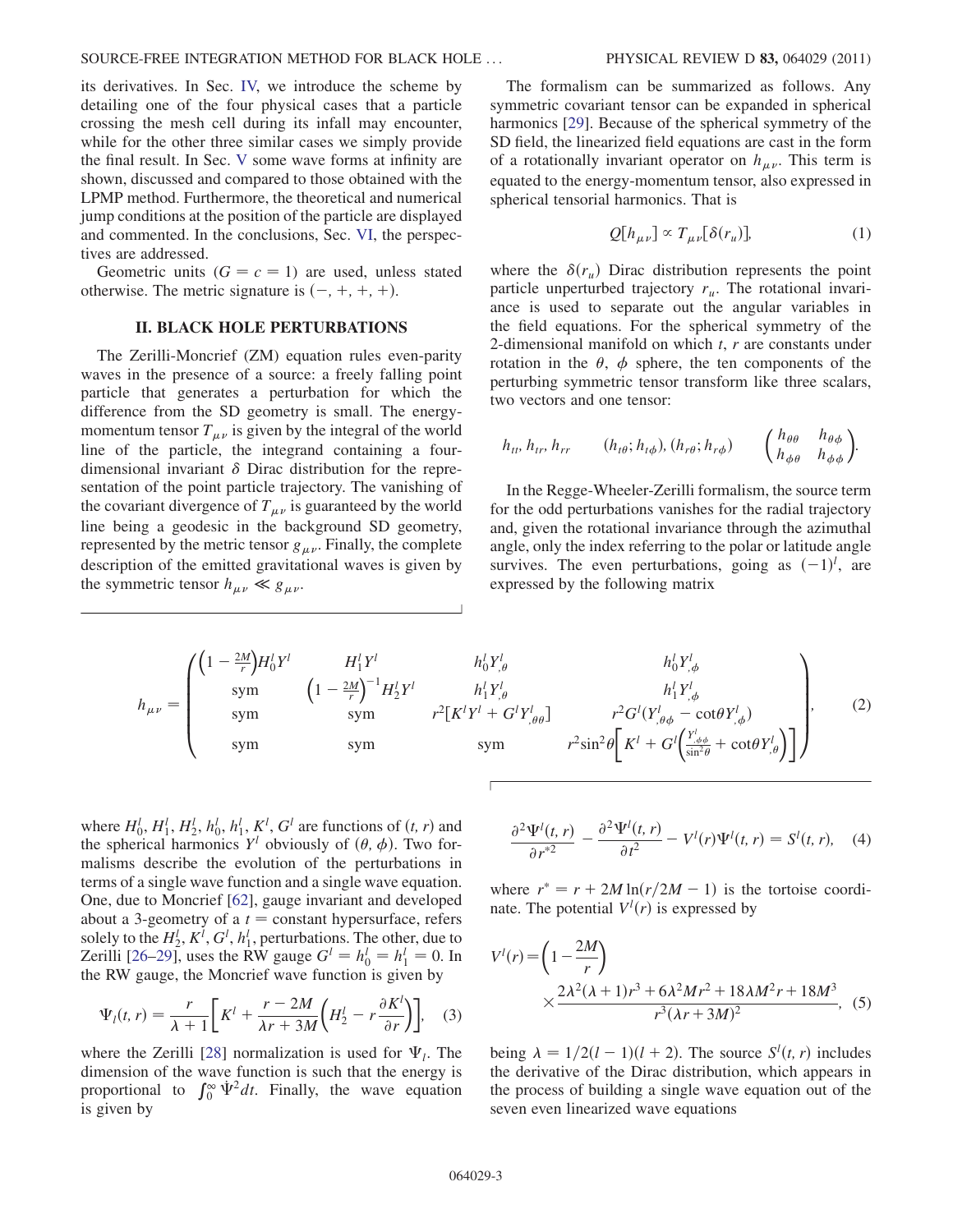its derivatives. In Sec. IV, we introduce the scheme by detailing one of the four physical cases that a particle crossing the mesh cell during its infall may encounter, while for the other three similar cases we simply provide the final result. In Sec. V some wave forms at infinity are shown, discussed and compared to those obtained with the LPMP method. Furthermore, the theoretical and numerical jump conditions at the position of the particle are displayed and commented. In the conclusions, Sec. VI, the perspectives are addressed.

Geometric units ($G = c = 1$) are used, unless stated otherwise. The metric signature is $(-, +, +, +)$.

## II. BLACK HOLE PERTURBATIONS

The Zerilli-Moncrief (ZM) equation rules even-parity waves in the presence of a source: a freely falling point particle that generates a perturbation for which the difference from the SD geometry is small. The energy-momentum tensor $T_{\mu\nu}$ is given by the integral of the world line of the particle, the integrand containing a four-dimensional invariant $\delta$ Dirac distribution for the representation of the point particle trajectory. The vanishing of the covariant divergence of $T_{\mu\nu}$ is guaranteed by the world line being a geodesic in the background SD geometry, represented by the metric tensor $g_{\mu\nu}$. Finally, the complete description of the emitted gravitational waves is given by the symmetric tensor $h_{\mu\nu} \ll g_{\mu\nu}$.

The formalism can be summarized as follows. Any symmetric covariant tensor can be expanded in spherical harmonics [29]. Because of the spherical symmetry of the SD field, the linearized field equations are cast in the form of a rotationally invariant operator on $h_{\mu\nu}$. This term is equated to the energy-momentum tensor, also expressed in spherical tensorial harmonics. That is

$$Q[h_{\mu\nu}] \propto T_{\mu\nu}[\delta(r_u)], \tag{1}$$

where the $\delta(r_u)$ Dirac distribution represents the point particle unperturbed trajectory $r_u$. The rotational invariance is used to separate out the angular variables in the field equations. For the spherical symmetry of the 2-dimensional manifold on which $t$, $r$ are constants under rotation in the $\theta$, $\phi$ sphere, the ten components of the perturbing symmetric tensor transform like three scalars, two vectors and one tensor:

$$h_{tt},\, h_{tr},\, h_{rr} \qquad (h_{t\theta}; h_{t\phi}),\, (h_{r\theta}; h_{r\phi}) \qquad \begin{pmatrix} h_{\theta\theta} & h_{\theta\phi} \\ h_{\phi\theta} & h_{\phi\phi} \end{pmatrix}.$$

In the Regge-Wheeler-Zerilli formalism, the source term for the odd perturbations vanishes for the radial trajectory and, given the rotational invariance through the azimuthal angle, only the index referring to the polar or latitude angle survives. The even perturbations, going as $(-1)^l$, are expressed by the following matrix

$$h_{\mu\nu} = \begin{pmatrix} \left(1 - \frac{2M}{r}\right) H_0^l Y^l & H_1^l Y^l & h_0^l Y^l_{,\theta} & h_0^l Y^l_{,\phi} \\ \text{sym} & \left(1 - \frac{2M}{r}\right)^{-1} H_2^l Y^l & h_1^l Y^l_{,\theta} & h_1^l Y^l_{,\phi} \\ \text{sym} & \text{sym} & r^2[K^l Y^l + G^l Y^l_{,\theta\theta}] & r^2 G^l (Y^l_{,\theta\phi} - \cot\theta Y^l_{,\phi}) \\ \text{sym} & \text{sym} & \text{sym} & r^2 \sin^2\theta \left[ K^l + G^l \left( \frac{Y^l_{,\phi\phi}}{\sin^2\theta} + \cot\theta Y^l_{,\theta} \right) \right] \end{pmatrix}, \tag{2}$$

where $H_0^l$, $H_1^l$, $H_2^l$, $h_0^l$, $h_1^l$, $K^l$, $G^l$ are functions of $(t, r)$ and the spherical harmonics $Y^l$ obviously of $(\theta, \phi)$. Two formalisms describe the evolution of the perturbations in terms of a single wave function and a single wave equation. One, due to Moncrief [62], gauge invariant and developed about a 3-geometry of a $t =$ constant hypersurface, refers solely to the $H_2^l$, $K^l$, $G^l$, $h_1^l$, perturbations. The other, due to Zerilli [26–29], uses the RW gauge $G^l = h_0^l = h_1^l = 0$. In the RW gauge, the Moncrief wave function is given by

$$\Psi_l(t, r) = \frac{r}{\lambda + 1} \left[ K^l + \frac{r - 2M}{\lambda r + 3M} \left( H_2^l - r \frac{\partial K^l}{\partial r} \right) \right], \tag{3}$$

where the Zerilli [28] normalization is used for $\Psi_l$. The dimension of the wave function is such that the energy is proportional to $\int_0^\infty \dot{\Psi}^2 dt$. Finally, the wave equation is given by

$$\frac{\partial^2 \Psi^l(t, r)}{\partial r^{*2}} - \frac{\partial^2 \Psi^l(t, r)}{\partial t^2} - V^l(r) \Psi^l(t, r) = S^l(t, r), \tag{4}$$

where $r^* = r + 2M \ln(r/2M - 1)$ is the tortoise coordinate. The potential $V^l(r)$ is expressed by

$$V^l(r) = \left(1 - \frac{2M}{r}\right) \times \frac{2\lambda^2(\lambda + 1)r^3 + 6\lambda^2 M r^2 + 18\lambda M^2 r + 18M^3}{r^3(\lambda r + 3M)^2}, \tag{5}$$

being $\lambda = 1/2(l - 1)(l + 2)$. The source $S^l(t, r)$ includes the derivative of the Dirac distribution, which appears in the process of building a single wave equation out of the seven even linearized wave equations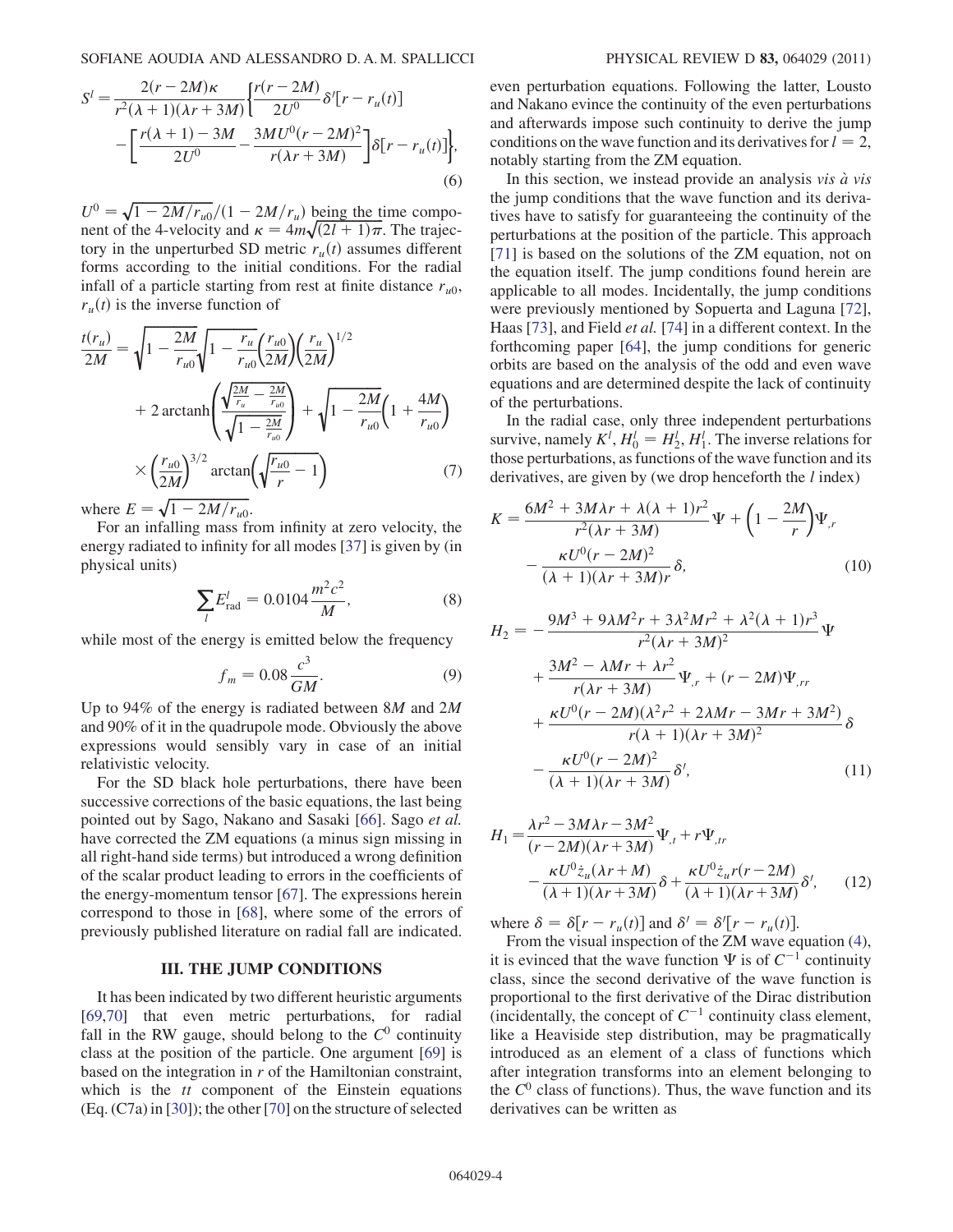$$S^l = \frac{2(r-2M)\kappa}{r^2(\lambda+1)(\lambda r+3M)}\bigg\{\frac{r(r-2M)}{2U^0}\delta'[r-r_u(t)] - \bigg[\frac{r(\lambda+1)-3M}{2U^0} - \frac{3MU^0(r-2M)^2}{r(\lambda r+3M)}\bigg]\delta[r-r_u(t)]\bigg\}, \tag{6}$$

$U^0 = \sqrt{1-2M/r_{u0}}/(1-2M/r_u)$ being the time component of the 4-velocity and $\kappa = 4m\sqrt{(2l+1)\pi}$. The trajectory in the unperturbed SD metric $r_u(t)$ assumes different forms according to the initial conditions. For the radial infall of a particle starting from rest at finite distance $r_{u0}$, $r_u(t)$ is the inverse function of

$$\frac{t(r_u)}{2M} = \sqrt{1-\frac{2M}{r_{u0}}}\sqrt{1-\frac{r_u}{r_{u0}}}\left(\frac{r_{u0}}{2M}\right)\left(\frac{r_u}{2M}\right)^{1/2} + 2\,\mathrm{arctanh}\left(\frac{\sqrt{\frac{2M}{r_u}-\frac{2M}{r_{u0}}}}{\sqrt{1-\frac{2M}{r_{u0}}}}\right) + \sqrt{1-\frac{2M}{r_{u0}}}\left(1+\frac{4M}{r_{u0}}\right) \times \left(\frac{r_{u0}}{2M}\right)^{3/2}\arctan\left(\sqrt{\frac{r_{u0}}{r}-1}\right) \tag{7}$$

where $E = \sqrt{1-2M/r_{u0}}$.

For an infalling mass from infinity at zero velocity, the energy radiated to infinity for all modes [37] is given by (in physical units)

$$\sum_l E^l_{\mathrm{rad}} = 0.0104\frac{m^2c^2}{M}, \tag{8}$$

while most of the energy is emitted below the frequency

$$f_m = 0.08\frac{c^3}{GM}. \tag{9}$$

Up to 94% of the energy is radiated between $8M$ and $2M$ and 90% of it in the quadrupole mode. Obviously the above expressions would sensibly vary in case of an initial relativistic velocity.

For the SD black hole perturbations, there have been successive corrections of the basic equations, the last being pointed out by Sago, Nakano and Sasaki [66]. Sago *et al.* have corrected the ZM equations (a minus sign missing in all right-hand side terms) but introduced a wrong definition of the scalar product leading to errors in the coefficients of the energy-momentum tensor [67]. The expressions herein correspond to those in [68], where some of the errors of previously published literature on radial fall are indicated.

## III. THE JUMP CONDITIONS

It has been indicated by two different heuristic arguments [69,70] that even metric perturbations, for radial fall in the RW gauge, should belong to the $C^0$ continuity class at the position of the particle. One argument [69] is based on the integration in $r$ of the Hamiltonian constraint, which is the $tt$ component of the Einstein equations (Eq. (C7a) in [30]); the other [70] on the structure of selected even perturbation equations. Following the latter, Lousto and Nakano evince the continuity of the even perturbations and afterwards impose such continuity to derive the jump conditions on the wave function and its derivatives for $l = 2$, notably starting from the ZM equation.

In this section, we instead provide an analysis *vis à vis* the jump conditions that the wave function and its derivatives have to satisfy for guaranteeing the continuity of the perturbations at the position of the particle. This approach [71] is based on the solutions of the ZM equation, not on the equation itself. The jump conditions found herein are applicable to all modes. Incidentally, the jump conditions were previously mentioned by Sopuerta and Laguna [72], Haas [73], and Field *et al.* [74] in a different context. In the forthcoming paper [64], the jump conditions for generic orbits are based on the analysis of the odd and even wave equations and are determined despite the lack of continuity of the perturbations.

In the radial case, only three independent perturbations survive, namely $K^l$, $H^l_0 = H^l_2$, $H^l_1$. The inverse relations for those perturbations, as functions of the wave function and its derivatives, are given by (we drop henceforth the $l$ index)

$$K = \frac{6M^2+3M\lambda r+\lambda(\lambda+1)r^2}{r^2(\lambda r+3M)}\Psi + \left(1-\frac{2M}{r}\right)\Psi_{,r} - \frac{\kappa U^0(r-2M)^2}{(\lambda+1)(\lambda r+3M)r}\delta, \tag{10}$$

$$H_2 = -\frac{9M^3+9\lambda M^2 r+3\lambda^2 Mr^2+\lambda^2(\lambda+1)r^3}{r^2(\lambda r+3M)^2}\Psi + \frac{3M^2-\lambda Mr+\lambda r^2}{r(\lambda r+3M)}\Psi_{,r} + (r-2M)\Psi_{,rr} + \frac{\kappa U^0(r-2M)(\lambda^2r^2+2\lambda Mr-3Mr+3M^2)}{r(\lambda+1)(\lambda r+3M)^2}\delta - \frac{\kappa U^0(r-2M)^2}{(\lambda+1)(\lambda r+3M)}\delta', \tag{11}$$

$$H_1 = \frac{\lambda r^2-3M\lambda r-3M^2}{(r-2M)(\lambda r+3M)}\Psi_{,t} + r\Psi_{,tr} - \frac{\kappa U^0\dot{z}_u(\lambda r+M)}{(\lambda+1)(\lambda r+3M)}\delta + \frac{\kappa U^0\dot{z}_u r(r-2M)}{(\lambda+1)(\lambda r+3M)}\delta', \tag{12}$$

where $\delta = \delta[r-r_u(t)]$ and $\delta' = \delta'[r-r_u(t)]$.

From the visual inspection of the ZM wave equation (4), it is evinced that the wave function $\Psi$ is of $C^{-1}$ continuity class, since the second derivative of the wave function is proportional to the first derivative of the Dirac distribution (incidentally, the concept of $C^{-1}$ continuity class element, like a Heaviside step distribution, may be pragmatically introduced as an element of a class of functions which after integration transforms into an element belonging to the $C^0$ class of functions). Thus, the wave function and its derivatives can be written as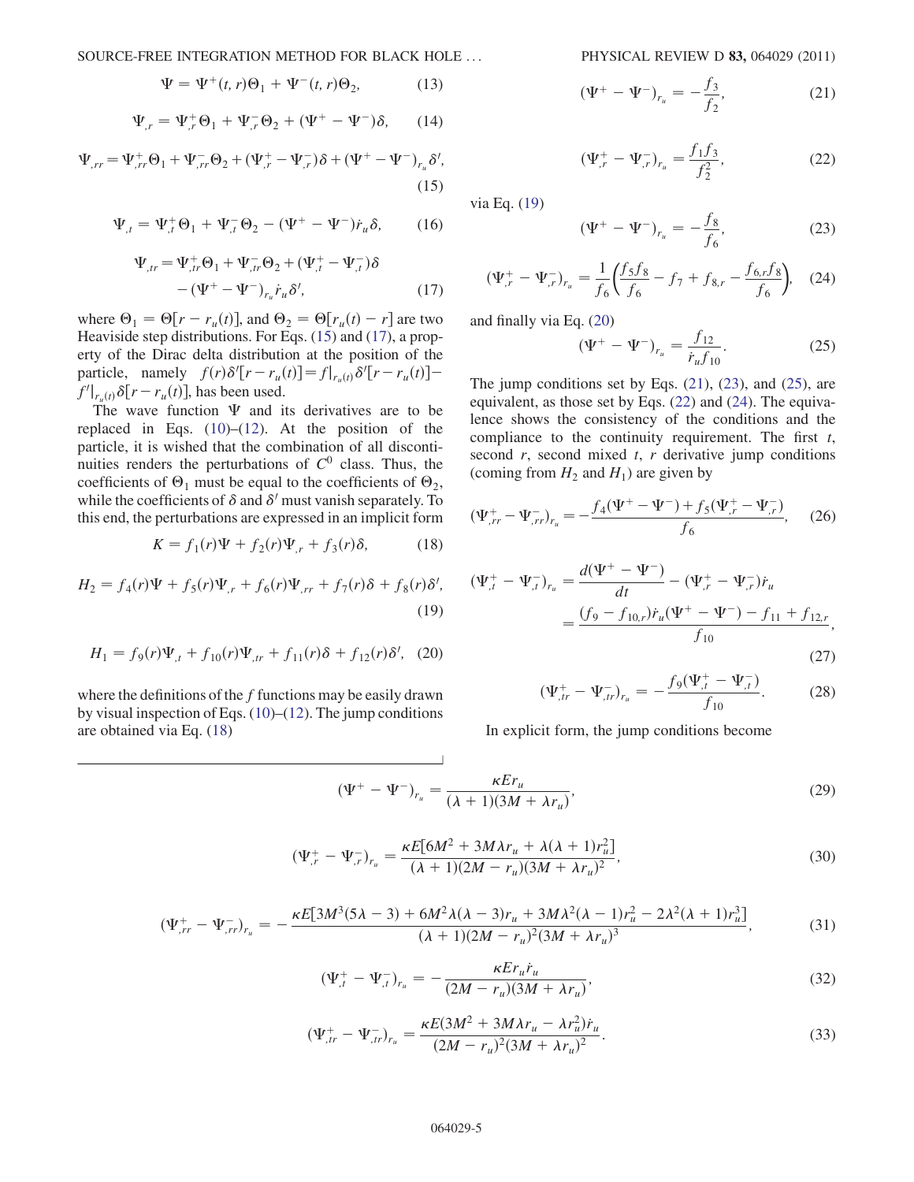$$\Psi = \Psi^+(t,r)\Theta_1 + \Psi^-(t,r)\Theta_2, \tag{13}$$

$$\Psi_{,r} = \Psi^+_{,r}\Theta_1 + \Psi^-_{,r}\Theta_2 + (\Psi^+ - \Psi^-)\delta, \tag{14}$$

$$\Psi_{,rr} = \Psi^+_{,rr}\Theta_1 + \Psi^-_{,rr}\Theta_2 + (\Psi^+_{,r} - \Psi^-_{,r})\delta + (\Psi^+ - \Psi^-)_{r_u}\delta', \tag{15}$$

$$\Psi_{,t} = \Psi^+_{,t}\Theta_1 + \Psi^-_{,t}\Theta_2 - (\Psi^+ - \Psi^-)\dot{r}_u\delta, \tag{16}$$

$$\Psi_{,tr} = \Psi^+_{,tr}\Theta_1 + \Psi^-_{,tr}\Theta_2 + (\Psi^+_{,t} - \Psi^-_{,t})\delta - (\Psi^+ - \Psi^-)_{r_u}\dot{r}_u\delta', \tag{17}$$

where $\Theta_1 = \Theta[r - r_u(t)]$, and $\Theta_2 = \Theta[r_u(t) - r]$ are two Heaviside step distributions. For Eqs. (15) and (17), a property of the Dirac delta distribution at the position of the particle, namely $f(r)\delta'[r - r_u(t)] = f|_{r_u(t)}\delta'[r - r_u(t)] - f'|_{r_u(t)}\delta[r - r_u(t)]$, has been used.

The wave function $\Psi$ and its derivatives are to be replaced in Eqs. (10)–(12). At the position of the particle, it is wished that the combination of all discontinuities renders the perturbations of $C^0$ class. Thus, the coefficients of $\Theta_1$ must be equal to the coefficients of $\Theta_2$, while the coefficients of $\delta$ and $\delta'$ must vanish separately. To this end, the perturbations are expressed in an implicit form

$$K = f_1(r)\Psi + f_2(r)\Psi_{,r} + f_3(r)\delta, \tag{18}$$

$$H_2 = f_4(r)\Psi + f_5(r)\Psi_{,r} + f_6(r)\Psi_{,rr} + f_7(r)\delta + f_8(r)\delta', \tag{19}$$

$$H_1 = f_9(r)\Psi_{,t} + f_{10}(r)\Psi_{,tr} + f_{11}(r)\delta + f_{12}(r)\delta', \tag{20}$$

where the definitions of the $f$ functions may be easily drawn by visual inspection of Eqs. (10)–(12). The jump conditions are obtained via Eq. (18)

$$(\Psi^+ - \Psi^-)_{r_u} = -\frac{f_3}{f_2}, \tag{21}$$

$$(\Psi^+_{,r} - \Psi^-_{,r})_{r_u} = \frac{f_1 f_3}{f_2^2}, \tag{22}$$

via Eq. (19)

$$(\Psi^+ - \Psi^-)_{r_u} = -\frac{f_8}{f_6}, \tag{23}$$

$$(\Psi^+_{,r} - \Psi^-_{,r})_{r_u} = \frac{1}{f_6}\left(\frac{f_5 f_8}{f_6} - f_7 + f_{8,r} - \frac{f_{6,r}f_8}{f_6}\right), \tag{24}$$

and finally via Eq. (20)

$$(\Psi^+ - \Psi^-)_{r_u} = \frac{f_{12}}{\dot{r}_u f_{10}}. \tag{25}$$

The jump conditions set by Eqs. (21), (23), and (25), are equivalent, as those set by Eqs. (22) and (24). The equivalence shows the consistency of the conditions and the compliance to the continuity requirement. The first $t$, second $r$, second mixed $t$, $r$ derivative jump conditions (coming from $H_2$ and $H_1$) are given by

$$(\Psi^+_{,rr} - \Psi^-_{,rr})_{r_u} = -\frac{f_4(\Psi^+ - \Psi^-) + f_5(\Psi^+_{,r} - \Psi^-_{,r})}{f_6}, \tag{26}$$

$$(\Psi^+_{,t} - \Psi^-_{,t})_{r_u} = \frac{d(\Psi^+ - \Psi^-)}{dt} - (\Psi^+_{,r} - \Psi^-_{,r})\dot{r}_u = \frac{(f_9 - f_{10,r})\dot{r}_u(\Psi^+ - \Psi^-) - f_{11} + f_{12,r}}{f_{10}}, \tag{27}$$

$$(\Psi^+_{,tr} - \Psi^-_{,tr})_{r_u} = -\frac{f_9(\Psi^+_{,t} - \Psi^-_{,t})}{f_{10}}. \tag{28}$$

In explicit form, the jump conditions become

$$(\Psi^+ - \Psi^-)_{r_u} = \frac{\kappa E r_u}{(\lambda + 1)(3M + \lambda r_u)}, \tag{29}$$

$$(\Psi^+_{,r} - \Psi^-_{,r})_{r_u} = \frac{\kappa E[6M^2 + 3M\lambda r_u + \lambda(\lambda + 1)r_u^2]}{(\lambda + 1)(2M - r_u)(3M + \lambda r_u)^2}, \tag{30}$$

$$(\Psi^+_{,rr} - \Psi^-_{,rr})_{r_u} = -\frac{\kappa E[3M^3(5\lambda - 3) + 6M^2\lambda(\lambda - 3)r_u + 3M\lambda^2(\lambda - 1)r_u^2 - 2\lambda^2(\lambda + 1)r_u^3]}{(\lambda + 1)(2M - r_u)^2(3M + \lambda r_u)^3}, \tag{31}$$

$$(\Psi^+_{,t} - \Psi^-_{,t})_{r_u} = -\frac{\kappa E r_u \dot{r}_u}{(2M - r_u)(3M + \lambda r_u)}, \tag{32}$$

$$(\Psi^+_{,tr} - \Psi^-_{,tr})_{r_u} = \frac{\kappa E(3M^2 + 3M\lambda r_u - \lambda r_u^2)\dot{r}_u}{(2M - r_u)^2(3M + \lambda r_u)^2}. \tag{33}$$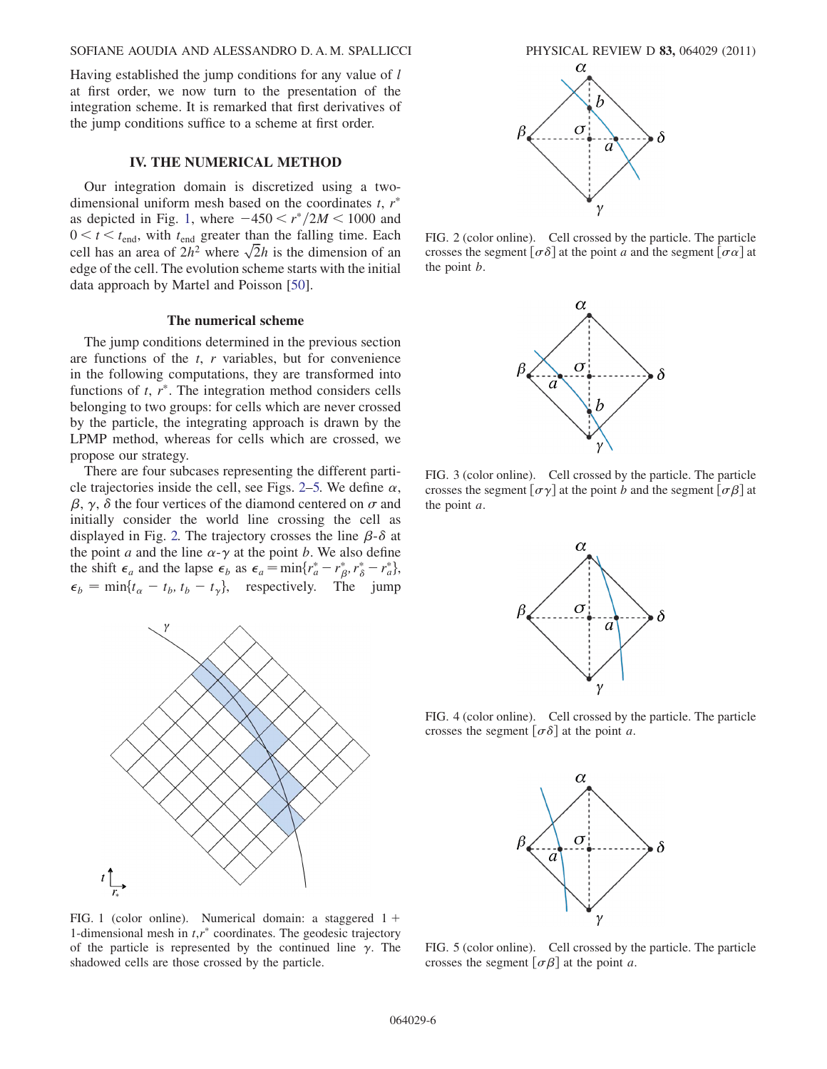Having established the jump conditions for any value of $l$ at first order, we now turn to the presentation of the integration scheme. It is remarked that first derivatives of the jump conditions suffice to a scheme at first order.

## IV. THE NUMERICAL METHOD

Our integration domain is discretized using a two-dimensional uniform mesh based on the coordinates $t$, $r^*$ as depicted in Fig. 1, where $-450 < r^*/2M < 1000$ and $0 < t < t_{\mathrm{end}}$, with $t_{\mathrm{end}}$ greater than the falling time. Each cell has an area of $2h^2$ where $\sqrt{2}h$ is the dimension of an edge of the cell. The evolution scheme starts with the initial data approach by Martel and Poisson [50].

### The numerical scheme

The jump conditions determined in the previous section are functions of the $t$, $r$ variables, but for convenience in the following computations, they are transformed into functions of $t$, $r^*$. The integration method considers cells belonging to two groups: for cells which are never crossed by the particle, the integrating approach is drawn by the LPMP method, whereas for cells which are crossed, we propose our strategy.

There are four subcases representing the different particle trajectories inside the cell, see Figs. 2–5. We define $\alpha$, $\beta$, $\gamma$, $\delta$ the four vertices of the diamond centered on $\sigma$ and initially consider the world line crossing the cell as displayed in Fig. 2. The trajectory crosses the line $\beta$-$\delta$ at the point $a$ and the line $\alpha$-$\gamma$ at the point $b$. We also define the shift $\epsilon_a$ and the lapse $\epsilon_b$ as $\epsilon_a = \min\{r^*_a - r^*_\beta, r^*_\delta - r^*_a\}$, $\epsilon_b = \min\{t_\alpha - t_b, t_b - t_\gamma\}$, respectively. The jump

FIG. 1 (color online). Numerical domain: a staggered 1 + 1-dimensional mesh in $t$,$r^*$ coordinates. The geodesic trajectory of the particle is represented by the continued line $\gamma$. The shadowed cells are those crossed by the particle.

FIG. 2 (color online). Cell crossed by the particle. The particle crosses the segment $[\sigma\delta]$ at the point $a$ and the segment $[\sigma\alpha]$ at the point $b$.

FIG. 3 (color online). Cell crossed by the particle. The particle crosses the segment $[\sigma\gamma]$ at the point $b$ and the segment $[\sigma\beta]$ at the point $a$.

FIG. 4 (color online). Cell crossed by the particle. The particle crosses the segment $[\sigma\delta]$ at the point $a$.

FIG. 5 (color online). Cell crossed by the particle. The particle crosses the segment $[\sigma\beta]$ at the point $a$.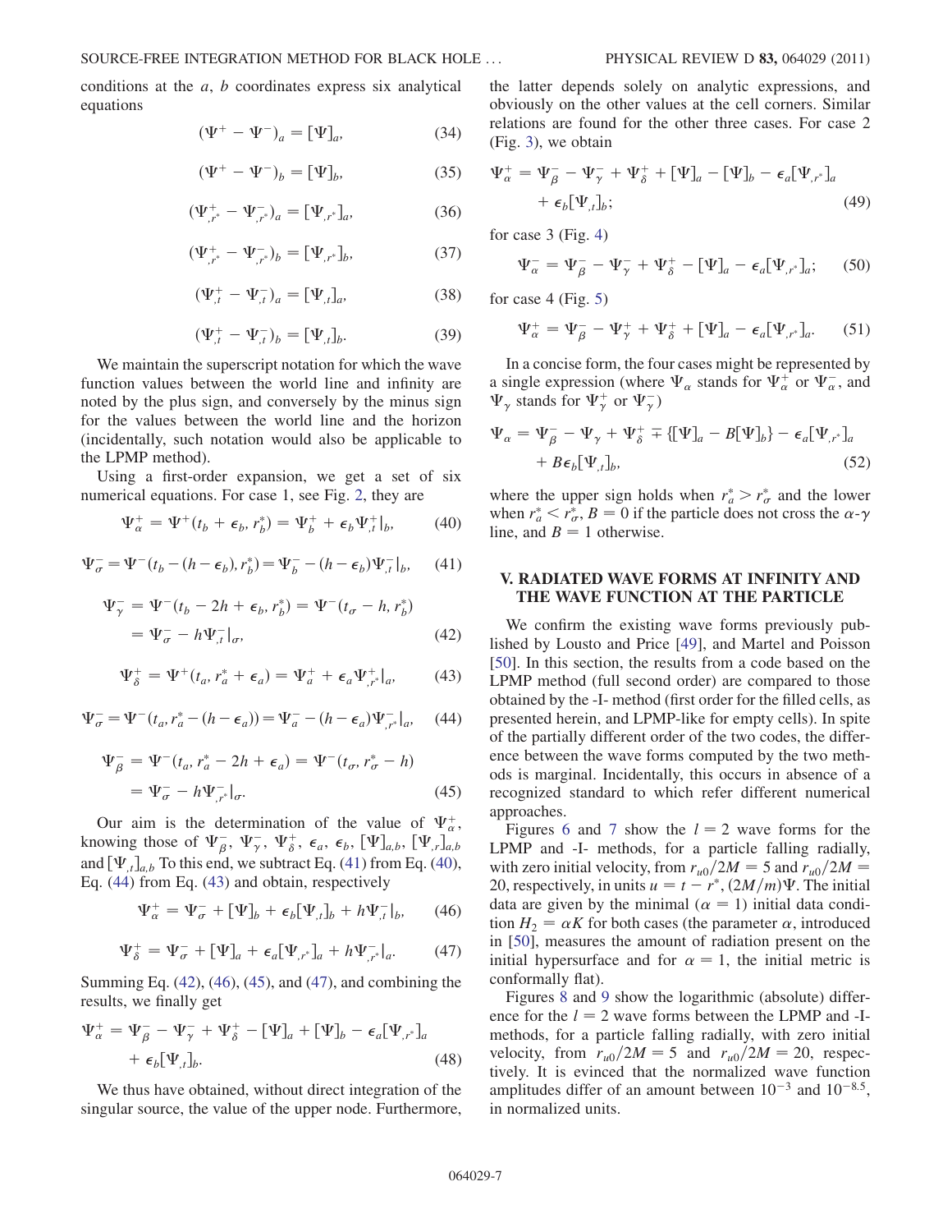conditions at the $a$, $b$ coordinates express six analytical equations

$$(\Psi^+ - \Psi^-)_a = [\Psi]_a, \tag{34}$$

$$(\Psi^+ - \Psi^-)_b = [\Psi]_b, \tag{35}$$

$$(\Psi^+_{,r^*} - \Psi^-_{,r^*})_a = [\Psi_{,r^*}]_a, \tag{36}$$

$$(\Psi^+_{,r^*} - \Psi^-_{,r^*})_b = [\Psi_{,r^*}]_b, \tag{37}$$

$$(\Psi^+_{,t} - \Psi^-_{,t})_a = [\Psi_{,t}]_a, \tag{38}$$

$$(\Psi^+_{,t} - \Psi^-_{,t})_b = [\Psi_{,t}]_b. \tag{39}$$

We maintain the superscript notation for which the wave function values between the world line and infinity are noted by the plus sign, and conversely by the minus sign for the values between the world line and the horizon (incidentally, such notation would also be applicable to the LPMP method).

Using a first-order expansion, we get a set of six numerical equations. For case 1, see Fig. 2, they are

$$\Psi^+_\alpha = \Psi^+(t_b + \epsilon_b, r^*_b) = \Psi^+_b + \epsilon_b \Psi^+_{,t}|_b, \tag{40}$$

$$\Psi^-_\sigma = \Psi^-(t_b - (h - \epsilon_b), r^*_b) = \Psi^-_b - (h - \epsilon_b)\Psi^-_{,t}|_b, \tag{41}$$

$$\begin{aligned}\Psi^-_\gamma &= \Psi^-(t_b - 2h + \epsilon_b, r^*_b) = \Psi^-(t_\sigma - h, r^*_b) \\ &= \Psi^-_\sigma - h\Psi^-_{,t}|_\sigma,\end{aligned} \tag{42}$$

$$\Psi^+_\delta = \Psi^+(t_a, r^*_a + \epsilon_a) = \Psi^+_a + \epsilon_a \Psi^+_{,r^*}|_a, \tag{43}$$

$$\Psi^-_\sigma = \Psi^-(t_a, r^*_a - (h - \epsilon_a)) = \Psi^-_a - (h - \epsilon_a)\Psi^-_{,r^*}|_a, \tag{44}$$

$$\begin{aligned}\Psi^-_\beta &= \Psi^-(t_a, r^*_a - 2h + \epsilon_a) = \Psi^-(t_\sigma, r^*_\sigma - h) \\ &= \Psi^-_\sigma - h\Psi^-_{,r^*}|_\sigma.\end{aligned} \tag{45}$$

Our aim is the determination of the value of $\Psi^+_\alpha$, knowing those of $\Psi^-_\beta$, $\Psi^-_\gamma$, $\Psi^+_\delta$, $\epsilon_a$, $\epsilon_b$, $[\Psi]_{a,b}$, $[\Psi_{,r}]_{a,b}$ and $[\Psi_{,t}]_{a,b}$ To this end, we subtract Eq. (41) from Eq. (40), Eq. (44) from Eq. (43) and obtain, respectively

$$\Psi^+_\alpha = \Psi^-_\sigma + [\Psi]_b + \epsilon_b[\Psi_{,t}]_b + h\Psi^-_{,t}|_b, \tag{46}$$

$$\Psi^+_\delta = \Psi^-_\sigma + [\Psi]_a + \epsilon_a[\Psi_{,r^*}]_a + h\Psi^-_{,r^*}|_a. \tag{47}$$

Summing Eq. (42), (46), (45), and (47), and combining the results, we finally get

$$\begin{aligned}\Psi^+_\alpha = \Psi^-_\beta - \Psi^-_\gamma + \Psi^+_\delta - [\Psi]_a + [\Psi]_b - \epsilon_a[\Psi_{,r^*}]_a \\ + \epsilon_b[\Psi_{,t}]_b.\end{aligned} \tag{48}$$

We thus have obtained, without direct integration of the singular source, the value of the upper node. Furthermore, the latter depends solely on analytic expressions, and obviously on the other values at the cell corners. Similar relations are found for the other three cases. For case 2 (Fig. 3), we obtain

$$\begin{aligned}\Psi^+_\alpha = \Psi^-_\beta - \Psi^-_\gamma + \Psi^+_\delta + [\Psi]_a - [\Psi]_b - \epsilon_a[\Psi_{,r^*}]_a \\ + \epsilon_b[\Psi_{,t}]_b;\end{aligned} \tag{49}$$

for case 3 (Fig. 4)

$$\Psi^-_\alpha = \Psi^-_\beta - \Psi^-_\gamma + \Psi^+_\delta - [\Psi]_a - \epsilon_a[\Psi_{,r^*}]_a; \tag{50}$$

for case 4 (Fig. 5)

$$\Psi^+_\alpha = \Psi^-_\beta - \Psi^+_\gamma + \Psi^+_\delta + [\Psi]_a - \epsilon_a[\Psi_{,r^*}]_a. \tag{51}$$

In a concise form, the four cases might be represented by a single expression (where $\Psi_\alpha$ stands for $\Psi^+_\alpha$ or $\Psi^-_\alpha$, and $\Psi_\gamma$ stands for $\Psi^+_\gamma$ or $\Psi^-_\gamma$)

$$\begin{aligned}\Psi_\alpha = \Psi^-_\beta - \Psi_\gamma + \Psi^+_\delta \mp \{[\Psi]_a - B[\Psi]_b\} - \epsilon_a[\Psi_{,r^*}]_a \\ + B\epsilon_b[\Psi_{,t}]_b,\end{aligned} \tag{52}$$

where the upper sign holds when $r^*_a > r^*_\sigma$ and the lower when $r^*_a < r^*_\sigma$, $B = 0$ if the particle does not cross the $\alpha$-$\gamma$ line, and $B = 1$ otherwise.

## V. RADIATED WAVE FORMS AT INFINITY AND THE WAVE FUNCTION AT THE PARTICLE

We confirm the existing wave forms previously published by Lousto and Price [49], and Martel and Poisson [50]. In this section, the results from a code based on the LPMP method (full second order) are compared to those obtained by the -I- method (first order for the filled cells, as presented herein, and LPMP-like for empty cells). In spite of the partially different order of the two codes, the difference between the wave forms computed by the two methods is marginal. Incidentally, this occurs in absence of a recognized standard to which refer different numerical approaches.

Figures 6 and 7 show the $l = 2$ wave forms for the LPMP and -I- methods, for a particle falling radially, with zero initial velocity, from $r_{u0}/2M = 5$ and $r_{u0}/2M = 20$, respectively, in units $u = t - r^*$, $(2M/m)\Psi$. The initial data are given by the minimal ($\alpha = 1$) initial data condition $H_2 = \alpha K$ for both cases (the parameter $\alpha$, introduced in [50], measures the amount of radiation present on the initial hypersurface and for $\alpha = 1$, the initial metric is conformally flat).

Figures 8 and 9 show the logarithmic (absolute) difference for the $l = 2$ wave forms between the LPMP and -I- methods, for a particle falling radially, with zero initial velocity, from $r_{u0}/2M = 5$ and $r_{u0}/2M = 20$, respectively. It is evinced that the normalized wave function amplitudes differ of an amount between $10^{-3}$ and $10^{-8.5}$, in normalized units.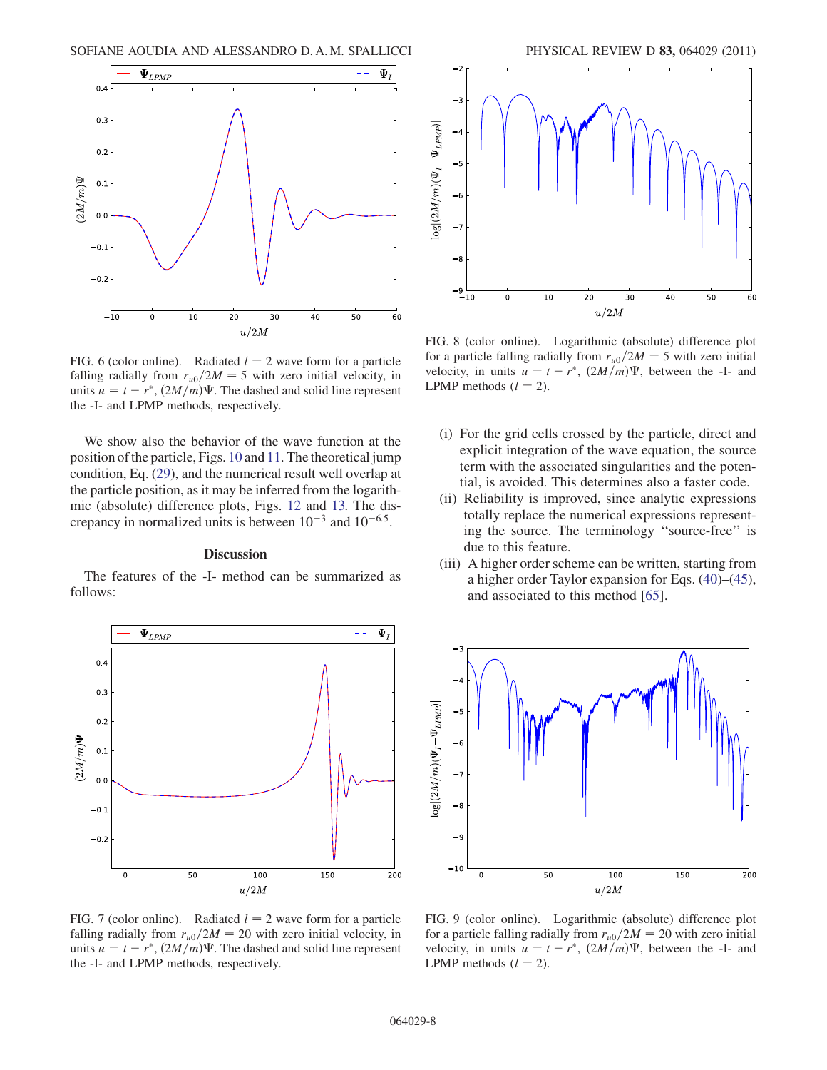FIG. 6 (color online). Radiated $l = 2$ wave form for a particle falling radially from $r_{u0}/2M = 5$ with zero initial velocity, in units $u = t - r^*$, $(2M/m)\Psi$. The dashed and solid line represent the -I- and LPMP methods, respectively.

FIG. 8 (color online). Logarithmic (absolute) difference plot for a particle falling radially from $r_{u0}/2M = 5$ with zero initial velocity, in units $u = t - r^*$, $(2M/m)\Psi$, between the -I- and LPMP methods ($l = 2$).

We show also the behavior of the wave function at the position of the particle, Figs. 10 and 11. The theoretical jump condition, Eq. (29), and the numerical result well overlap at the particle position, as it may be inferred from the logarithmic (absolute) difference plots, Figs. 12 and 13. The discrepancy in normalized units is between $10^{-3}$ and $10^{-6.5}$.

### Discussion

The features of the -I- method can be summarized as follows:

(i) For the grid cells crossed by the particle, direct and explicit integration of the wave equation, the source term with the associated singularities and the potential, is avoided. This determines also a faster code.

(ii) Reliability is improved, since analytic expressions totally replace the numerical expressions representing the source. The terminology ‘‘source-free’’ is due to this feature.

(iii) A higher order scheme can be written, starting from a higher order Taylor expansion for Eqs. (40)–(45), and associated to this method [65].

FIG. 7 (color online). Radiated $l = 2$ wave form for a particle falling radially from $r_{u0}/2M = 20$ with zero initial velocity, in units $u = t - r^*$, $(2M/m)\Psi$. The dashed and solid line represent the -I- and LPMP methods, respectively.

FIG. 9 (color online). Logarithmic (absolute) difference plot for a particle falling radially from $r_{u0}/2M = 20$ with zero initial velocity, in units $u = t - r^*$, $(2M/m)\Psi$, between the -I- and LPMP methods ($l = 2$).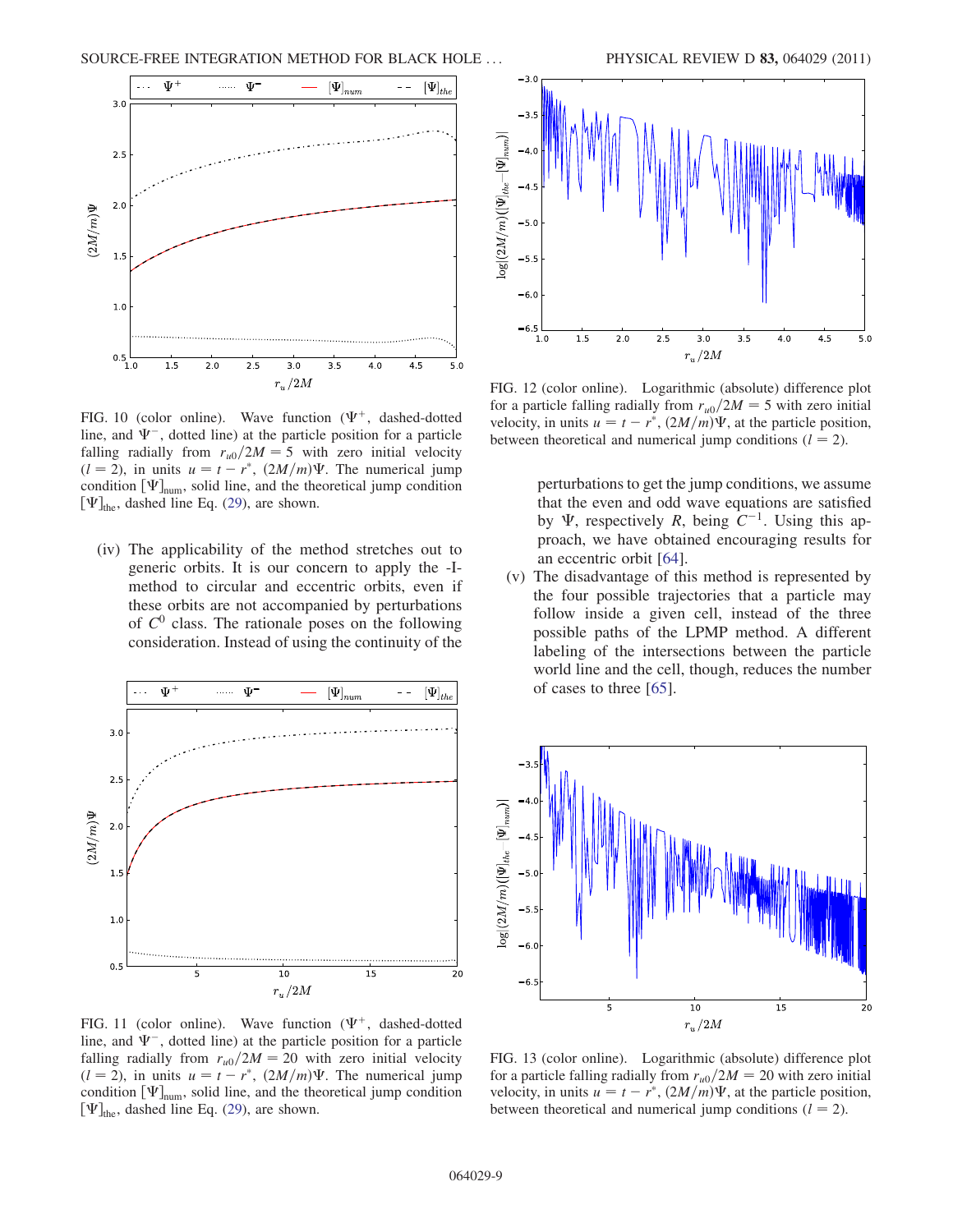FIG. 10 (color online). Wave function ($\Psi^+$, dashed-dotted line, and $\Psi^-$, dotted line) at the particle position for a particle falling radially from $r_{u0}/2M = 5$ with zero initial velocity ($l = 2$), in units $u = t - r^*$, $(2M/m)\Psi$. The numerical jump condition $[\Psi]_{\rm num}$, solid line, and the theoretical jump condition $[\Psi]_{\rm the}$, dashed line Eq. (29), are shown.

(iv) The applicability of the method stretches out to generic orbits. It is our concern to apply the -I-method to circular and eccentric orbits, even if these orbits are not accompanied by perturbations of $C^0$ class. The rationale poses on the following consideration. Instead of using the continuity of the perturbations to get the jump conditions, we assume that the even and odd wave equations are satisfied by $\Psi$, respectively $R$, being $C^{-1}$. Using this approach, we have obtained encouraging results for an eccentric orbit [64].

(v) The disadvantage of this method is represented by the four possible trajectories that a particle may follow inside a given cell, instead of the three possible paths of the LPMP method. A different labeling of the intersections between the particle world line and the cell, though, reduces the number of cases to three [65].

FIG. 11 (color online). Wave function ($\Psi^+$, dashed-dotted line, and $\Psi^-$, dotted line) at the particle position for a particle falling radially from $r_{u0}/2M = 20$ with zero initial velocity ($l = 2$), in units $u = t - r^*$, $(2M/m)\Psi$. The numerical jump condition $[\Psi]_{\rm num}$, solid line, and the theoretical jump condition $[\Psi]_{\rm the}$, dashed line Eq. (29), are shown.

FIG. 12 (color online). Logarithmic (absolute) difference plot for a particle falling radially from $r_{u0}/2M = 5$ with zero initial velocity, in units $u = t - r^*$, $(2M/m)\Psi$, at the particle position, between theoretical and numerical jump conditions ($l = 2$).

FIG. 13 (color online). Logarithmic (absolute) difference plot for a particle falling radially from $r_{u0}/2M = 20$ with zero initial velocity, in units $u = t - r^*$, $(2M/m)\Psi$, at the particle position, between theoretical and numerical jump conditions ($l = 2$).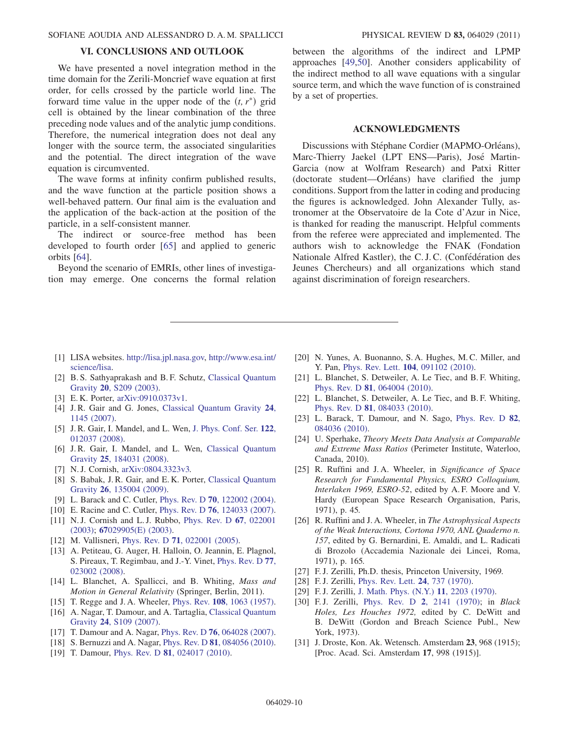## VI. CONCLUSIONS AND OUTLOOK

We have presented a novel integration method in the time domain for the Zerili-Moncrief wave equation at first order, for cells crossed by the particle world line. The forward time value in the upper node of the $(t, r^*)$ grid cell is obtained by the linear combination of the three preceding node values and of the analytic jump conditions. Therefore, the numerical integration does not deal any longer with the source term, the associated singularities and the potential. The direct integration of the wave equation is circumvented.

The wave forms at infinity confirm published results, and the wave function at the particle position shows a well-behaved pattern. Our final aim is the evaluation and the application of the back-action at the position of the particle, in a self-consistent manner.

The indirect or source-free method has been developed to fourth order [65] and applied to generic orbits [64].

Beyond the scenario of EMRIs, other lines of investigation may emerge. One concerns the formal relation between the algorithms of the indirect and LPMP approaches [49,50]. Another considers applicability of the indirect method to all wave equations with a singular source term, and which the wave function of is constrained by a set of properties.

## ACKNOWLEDGMENTS

Discussions with Stéphane Cordier (MAPMO-Orléans), Marc-Thierry Jaekel (LPT ENS—Paris), José Martin-Garcia (now at Wolfram Research) and Patxi Ritter (doctorate student—Orléans) have clarified the jump conditions. Support from the latter in coding and producing the figures is acknowledged. John Alexander Tully, astronomer at the Observatoire de la Cote d'Azur in Nice, is thanked for reading the manuscript. Helpful comments from the referee were appreciated and implemented. The authors wish to acknowledge the FNAK (Fondation Nationale Alfred Kastler), the C. J. C. (Confédération des Jeunes Chercheurs) and all organizations which stand against discrimination of foreign researchers.

---

[1] LISA websites. http://lisa.jpl.nasa.gov, http://www.esa.int/science/lisa.

[2] B. S. Sathyaprakash and B. F. Schutz, Classical Quantum Gravity **20**, S209 (2003).

[3] E. K. Porter, arXiv:0910.0373v1.

[4] J. R. Gair and G. Jones, Classical Quantum Gravity **24**, 1145 (2007).

[5] J. R. Gair, I. Mandel, and L. Wen, J. Phys. Conf. Ser. **122**, 012037 (2008).

[6] J. R. Gair, I. Mandel, and L. Wen, Classical Quantum Gravity **25**, 184031 (2008).

[7] N. J. Cornish, arXiv:0804.3323v3.

[8] S. Babak, J. R. Gair, and E. K. Porter, Classical Quantum Gravity **26**, 135004 (2009).

[9] L. Barack and C. Cutler, Phys. Rev. D **70**, 122002 (2004).

[10] E. Racine and C. Cutler, Phys. Rev. D **76**, 124033 (2007).

[11] N. J. Cornish and L. J. Rubbo, Phys. Rev. D **67**, 022001 (2003); **67**029905(E) (2003).

[12] M. Vallisneri, Phys. Rev. D **71**, 022001 (2005).

[13] A. Petiteau, G. Auger, H. Halloin, O. Jeannin, E. Plagnol, S. Pireaux, T. Regimbau, and J.-Y. Vinet, Phys. Rev. D **77**, 023002 (2008).

[14] L. Blanchet, A. Spallicci, and B. Whiting, *Mass and Motion in General Relativity* (Springer, Berlin, 2011).

[15] T. Regge and J. A. Wheeler, Phys. Rev. **108**, 1063 (1957).

[16] A. Nagar, T. Damour, and A. Tartaglia, Classical Quantum Gravity **24**, S109 (2007).

[17] T. Damour and A. Nagar, Phys. Rev. D **76**, 064028 (2007).

[18] S. Bernuzzi and A. Nagar, Phys. Rev. D **81**, 084056 (2010).

[19] T. Damour, Phys. Rev. D **81**, 024017 (2010).

[20] N. Yunes, A. Buonanno, S. A. Hughes, M. C. Miller, and Y. Pan, Phys. Rev. Lett. **104**, 091102 (2010).

[21] L. Blanchet, S. Detweiler, A. Le Tiec, and B. F. Whiting, Phys. Rev. D **81**, 064004 (2010).

[22] L. Blanchet, S. Detweiler, A. Le Tiec, and B. F. Whiting, Phys. Rev. D **81**, 084033 (2010).

[23] L. Barack, T. Damour, and N. Sago, Phys. Rev. D **82**, 084036 (2010).

[24] U. Sperhake, *Theory Meets Data Analysis at Comparable and Extreme Mass Ratios* (Perimeter Institute, Waterloo, Canada, 2010).

[25] R. Ruffini and J. A. Wheeler, in *Significance of Space Research for Fundamental Physics, ESRO Colloquium, Interlaken 1969, ESRO-52*, edited by A. F. Moore and V. Hardy (European Space Research Organisation, Paris, 1971), p. 45.

[26] R. Ruffini and J. A. Wheeler, in *The Astrophysical Aspects of the Weak Interactions, Cortona 1970, ANL Quaderno n. 157*, edited by G. Bernardini, E. Amaldi, and L. Radicati di Brozolo (Accademia Nazionale dei Lincei, Roma, 1971), p. 165.

[27] F. J. Zerilli, Ph.D. thesis, Princeton University, 1969.

[28] F. J. Zerilli, Phys. Rev. Lett. **24**, 737 (1970).

[29] F. J. Zerilli, J. Math. Phys. (N.Y.) **11**, 2203 (1970).

[30] F. J. Zerilli, Phys. Rev. D **2**, 2141 (1970); in *Black Holes, Les Houches 1972,* edited by C. DeWitt and B. DeWitt (Gordon and Breach Science Publ., New York, 1973).

[31] J. Droste, Kon. Ak. Wetensch. Amsterdam **23**, 968 (1915); [Proc. Acad. Sci. Amsterdam **17**, 998 (1915)].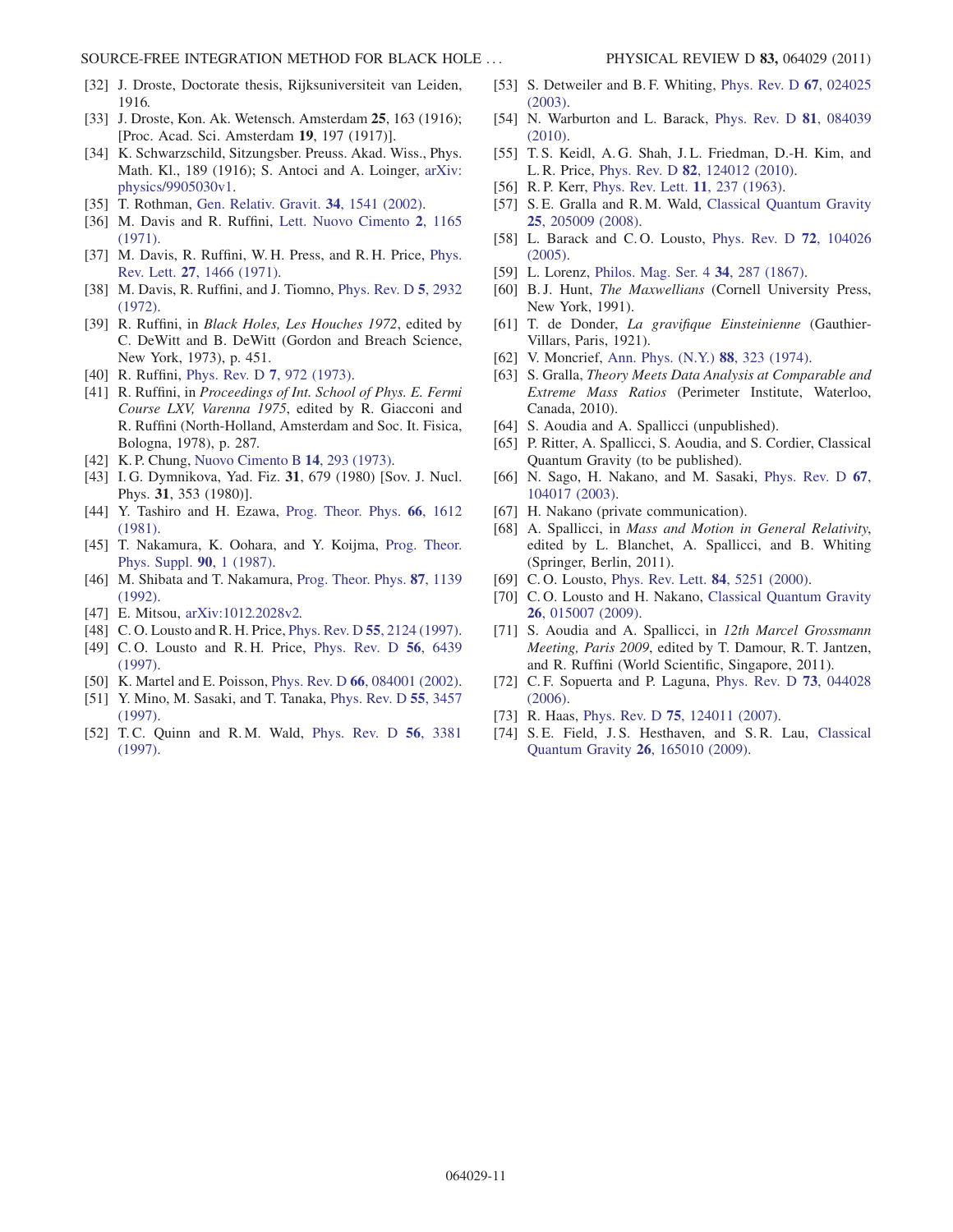[32] J. Droste, Doctorate thesis, Rijksuniversiteit van Leiden, 1916.

[33] J. Droste, Kon. Ak. Wetensch. Amsterdam **25**, 163 (1916); [Proc. Acad. Sci. Amsterdam **19**, 197 (1917)].

[34] K. Schwarzschild, Sitzungsber. Preuss. Akad. Wiss., Phys. Math. Kl., 189 (1916); S. Antoci and A. Loinger, arXiv: physics/9905030v1.

[35] T. Rothman, Gen. Relativ. Gravit. **34**, 1541 (2002).

[36] M. Davis and R. Ruffini, Lett. Nuovo Cimento **2**, 1165 (1971).

[37] M. Davis, R. Ruffini, W. H. Press, and R. H. Price, Phys. Rev. Lett. **27**, 1466 (1971).

[38] M. Davis, R. Ruffini, and J. Tiomno, Phys. Rev. D **5**, 2932 (1972).

[39] R. Ruffini, in *Black Holes, Les Houches 1972*, edited by C. DeWitt and B. DeWitt (Gordon and Breach Science, New York, 1973), p. 451.

[40] R. Ruffini, Phys. Rev. D **7**, 972 (1973).

[41] R. Ruffini, in *Proceedings of Int. School of Phys. E. Fermi Course LXV, Varenna 1975*, edited by R. Giacconi and R. Ruffini (North-Holland, Amsterdam and Soc. It. Fisica, Bologna, 1978), p. 287.

[42] K. P. Chung, Nuovo Cimento B **14**, 293 (1973).

[43] I. G. Dymnikova, Yad. Fiz. **31**, 679 (1980) [Sov. J. Nucl. Phys. **31**, 353 (1980)].

[44] Y. Tashiro and H. Ezawa, Prog. Theor. Phys. **66**, 1612 (1981).

[45] T. Nakamura, K. Oohara, and Y. Koijma, Prog. Theor. Phys. Suppl. **90**, 1 (1987).

[46] M. Shibata and T. Nakamura, Prog. Theor. Phys. **87**, 1139 (1992).

[47] E. Mitsou, arXiv:1012.2028v2.

[48] C. O. Lousto and R. H. Price, Phys. Rev. D **55**, 2124 (1997).

[49] C. O. Lousto and R. H. Price, Phys. Rev. D **56**, 6439 (1997).

[50] K. Martel and E. Poisson, Phys. Rev. D **66**, 084001 (2002).

[51] Y. Mino, M. Sasaki, and T. Tanaka, Phys. Rev. D **55**, 3457 (1997).

[52] T. C. Quinn and R. M. Wald, Phys. Rev. D **56**, 3381 (1997).

[53] S. Detweiler and B. F. Whiting, Phys. Rev. D **67**, 024025 (2003).

[54] N. Warburton and L. Barack, Phys. Rev. D **81**, 084039 (2010).

[55] T. S. Keidl, A. G. Shah, J. L. Friedman, D.-H. Kim, and L. R. Price, Phys. Rev. D **82**, 124012 (2010).

[56] R. P. Kerr, Phys. Rev. Lett. **11**, 237 (1963).

[57] S. E. Gralla and R. M. Wald, Classical Quantum Gravity **25**, 205009 (2008).

[58] L. Barack and C. O. Lousto, Phys. Rev. D **72**, 104026 (2005).

[59] L. Lorenz, Philos. Mag. Ser. 4 **34**, 287 (1867).

[60] B. J. Hunt, *The Maxwellians* (Cornell University Press, New York, 1991).

[61] T. de Donder, *La gravifique Einsteinienne* (Gauthier-Villars, Paris, 1921).

[62] V. Moncrief, Ann. Phys. (N.Y.) **88**, 323 (1974).

[63] S. Gralla, *Theory Meets Data Analysis at Comparable and Extreme Mass Ratios* (Perimeter Institute, Waterloo, Canada, 2010).

[64] S. Aoudia and A. Spallicci (unpublished).

[65] P. Ritter, A. Spallicci, S. Aoudia, and S. Cordier, Classical Quantum Gravity (to be published).

[66] N. Sago, H. Nakano, and M. Sasaki, Phys. Rev. D **67**, 104017 (2003).

[67] H. Nakano (private communication).

[68] A. Spallicci, in *Mass and Motion in General Relativity*, edited by L. Blanchet, A. Spallicci, and B. Whiting (Springer, Berlin, 2011).

[69] C. O. Lousto, Phys. Rev. Lett. **84**, 5251 (2000).

[70] C. O. Lousto and H. Nakano, Classical Quantum Gravity **26**, 015007 (2009).

[71] S. Aoudia and A. Spallicci, in *12th Marcel Grossmann Meeting, Paris 2009*, edited by T. Damour, R. T. Jantzen, and R. Ruffini (World Scientific, Singapore, 2011).

[72] C. F. Sopuerta and P. Laguna, Phys. Rev. D **73**, 044028 (2006).

[73] R. Haas, Phys. Rev. D **75**, 124011 (2007).

[74] S. E. Field, J. S. Hesthaven, and S. R. Lau, Classical Quantum Gravity **26**, 165010 (2009).